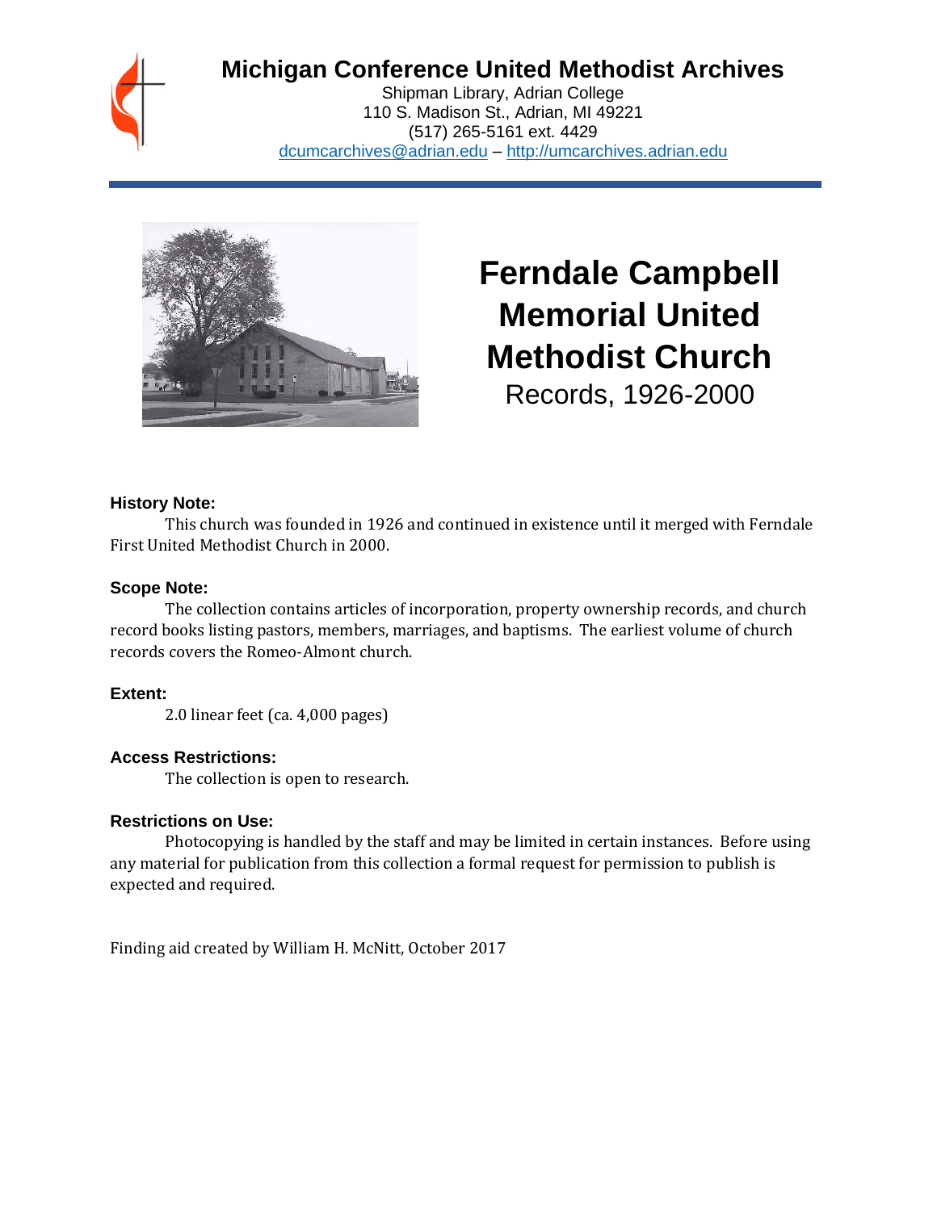# Michigan Conference United Methodist Archives

Shipman Library, Adrian College
110 S. Madison St., Adrian, MI 49221
(517) 265-5161 ext. 4429
dcumcarchives@adrian.edu – http://umcarchives.adrian.edu

# Ferndale Campbell Memorial United Methodist Church

Records, 1926-2000

### History Note:

This church was founded in 1926 and continued in existence until it merged with Ferndale First United Methodist Church in 2000.

### Scope Note:

The collection contains articles of incorporation, property ownership records, and church record books listing pastors, members, marriages, and baptisms. The earliest volume of church records covers the Romeo-Almont church.

### Extent:

2.0 linear feet (ca. 4,000 pages)

### Access Restrictions:

The collection is open to research.

### Restrictions on Use:

Photocopying is handled by the staff and may be limited in certain instances. Before using any material for publication from this collection a formal request for permission to publish is expected and required.

Finding aid created by William H. McNitt, October 2017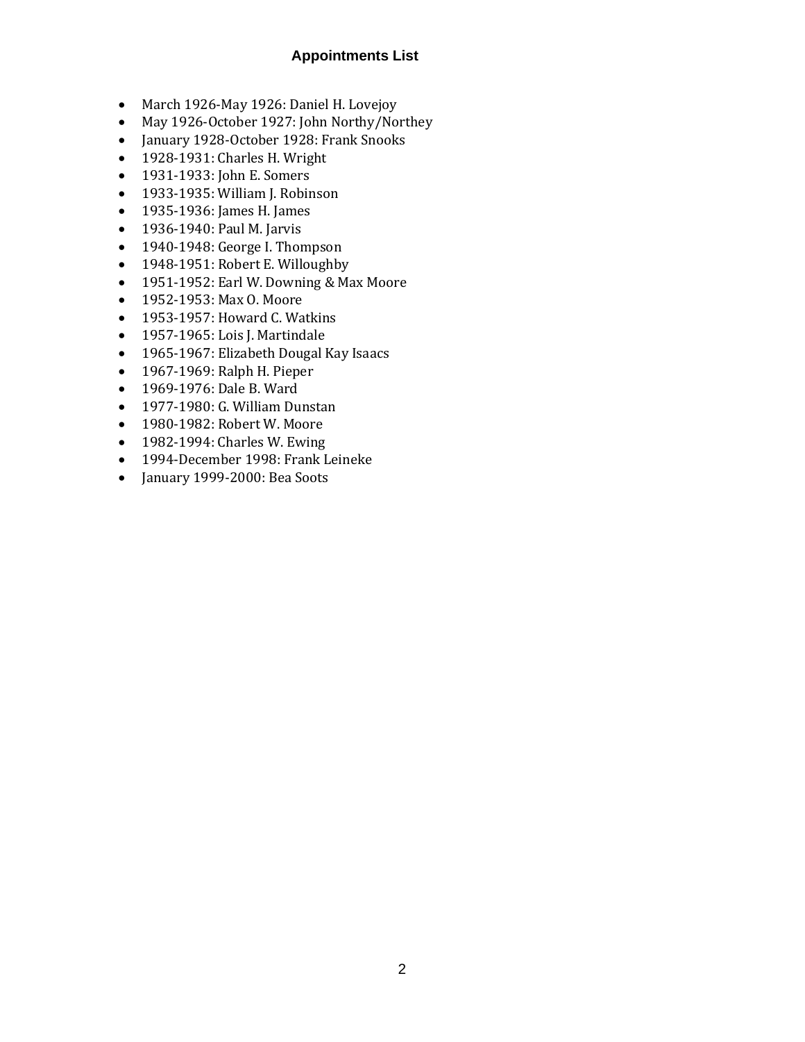## Appointments List

- March 1926-May 1926: Daniel H. Lovejoy
- May 1926-October 1927: John Northy/Northey
- January 1928-October 1928: Frank Snooks
- 1928-1931: Charles H. Wright
- 1931-1933: John E. Somers
- 1933-1935: William J. Robinson
- 1935-1936: James H. James
- 1936-1940: Paul M. Jarvis
- 1940-1948: George I. Thompson
- 1948-1951: Robert E. Willoughby
- 1951-1952: Earl W. Downing & Max Moore
- 1952-1953: Max O. Moore
- 1953-1957: Howard C. Watkins
- 1957-1965: Lois J. Martindale
- 1965-1967: Elizabeth Dougal Kay Isaacs
- 1967-1969: Ralph H. Pieper
- 1969-1976: Dale B. Ward
- 1977-1980: G. William Dunstan
- 1980-1982: Robert W. Moore
- 1982-1994: Charles W. Ewing
- 1994-December 1998: Frank Leineke
- January 1999-2000: Bea Soots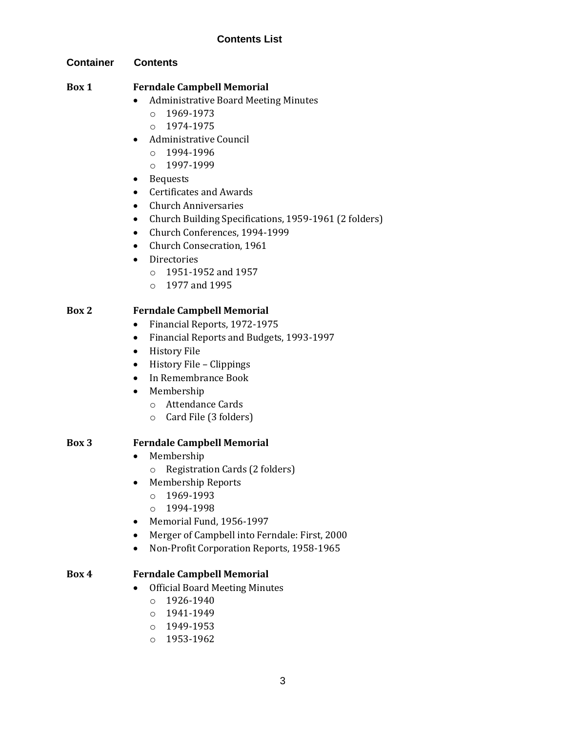## Contents List

**Container** **Contents**

**Box 1** **Ferndale Campbell Memorial**

- Administrative Board Meeting Minutes
    - 1969-1973
    - 1974-1975
- Administrative Council
    - 1994-1996
    - 1997-1999
- Bequests
- Certificates and Awards
- Church Anniversaries
- Church Building Specifications, 1959-1961 (2 folders)
- Church Conferences, 1994-1999
- Church Consecration, 1961
- Directories
    - 1951-1952 and 1957
    - 1977 and 1995

**Box 2** **Ferndale Campbell Memorial**

- Financial Reports, 1972-1975
- Financial Reports and Budgets, 1993-1997
- History File
- History File – Clippings
- In Remembrance Book
- Membership
    - Attendance Cards
    - Card File (3 folders)

**Box 3** **Ferndale Campbell Memorial**

- Membership
    - Registration Cards (2 folders)
- Membership Reports
    - 1969-1993
    - 1994-1998
- Memorial Fund, 1956-1997
- Merger of Campbell into Ferndale: First, 2000
- Non-Profit Corporation Reports, 1958-1965

**Box 4** **Ferndale Campbell Memorial**

- Official Board Meeting Minutes
    - 1926-1940
    - 1941-1949
    - 1949-1953
    - 1953-1962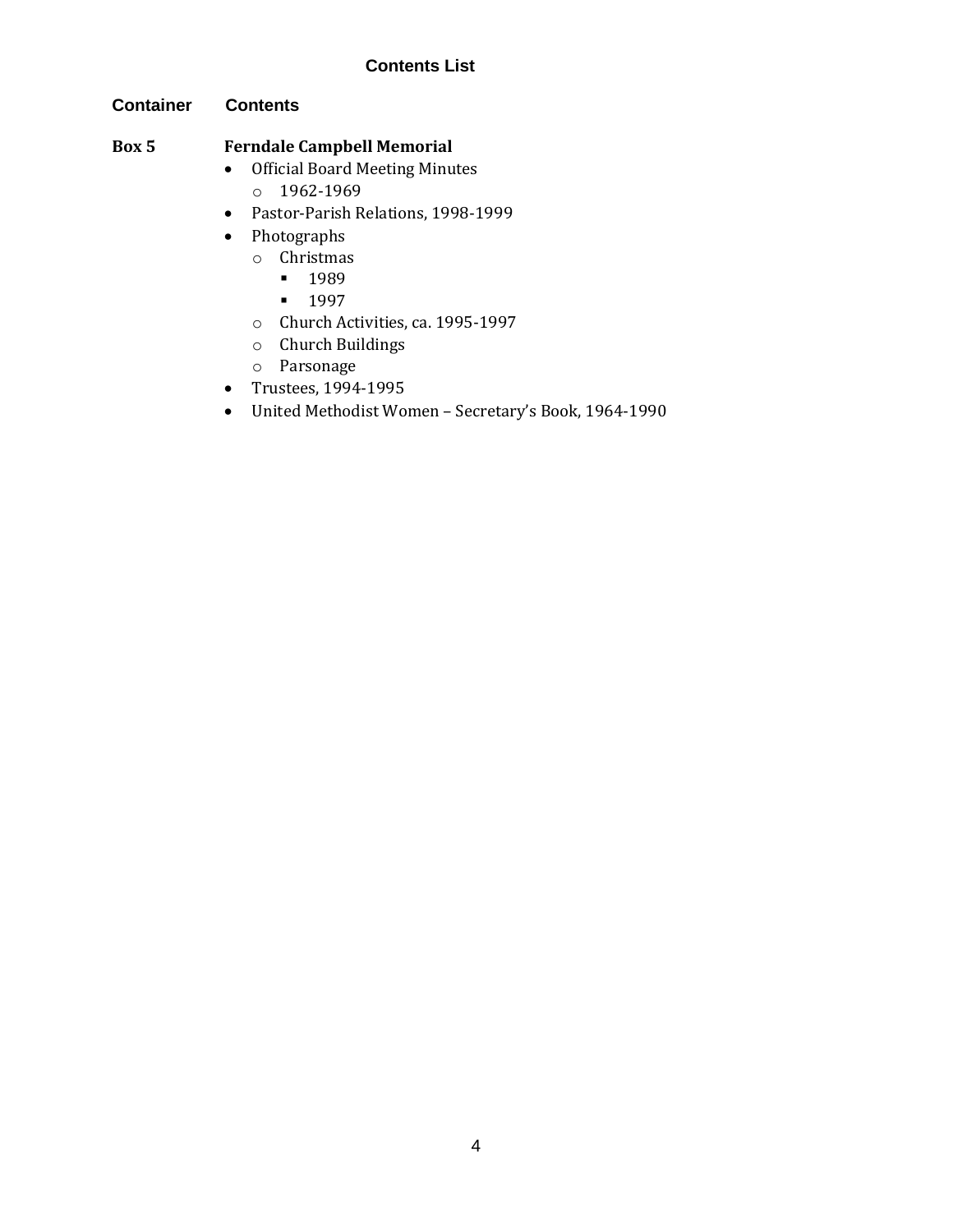## Contents List

| Container | Contents |
| --- | --- |
| **Box 5** | **Ferndale Campbell Memorial** |

- Official Board Meeting Minutes
  - 1962-1969
- Pastor-Parish Relations, 1998-1999
- Photographs
  - Christmas
    - 1989
    - 1997
  - Church Activities, ca. 1995-1997
  - Church Buildings
  - Parsonage
- Trustees, 1994-1995
- United Methodist Women – Secretary's Book, 1964-1990